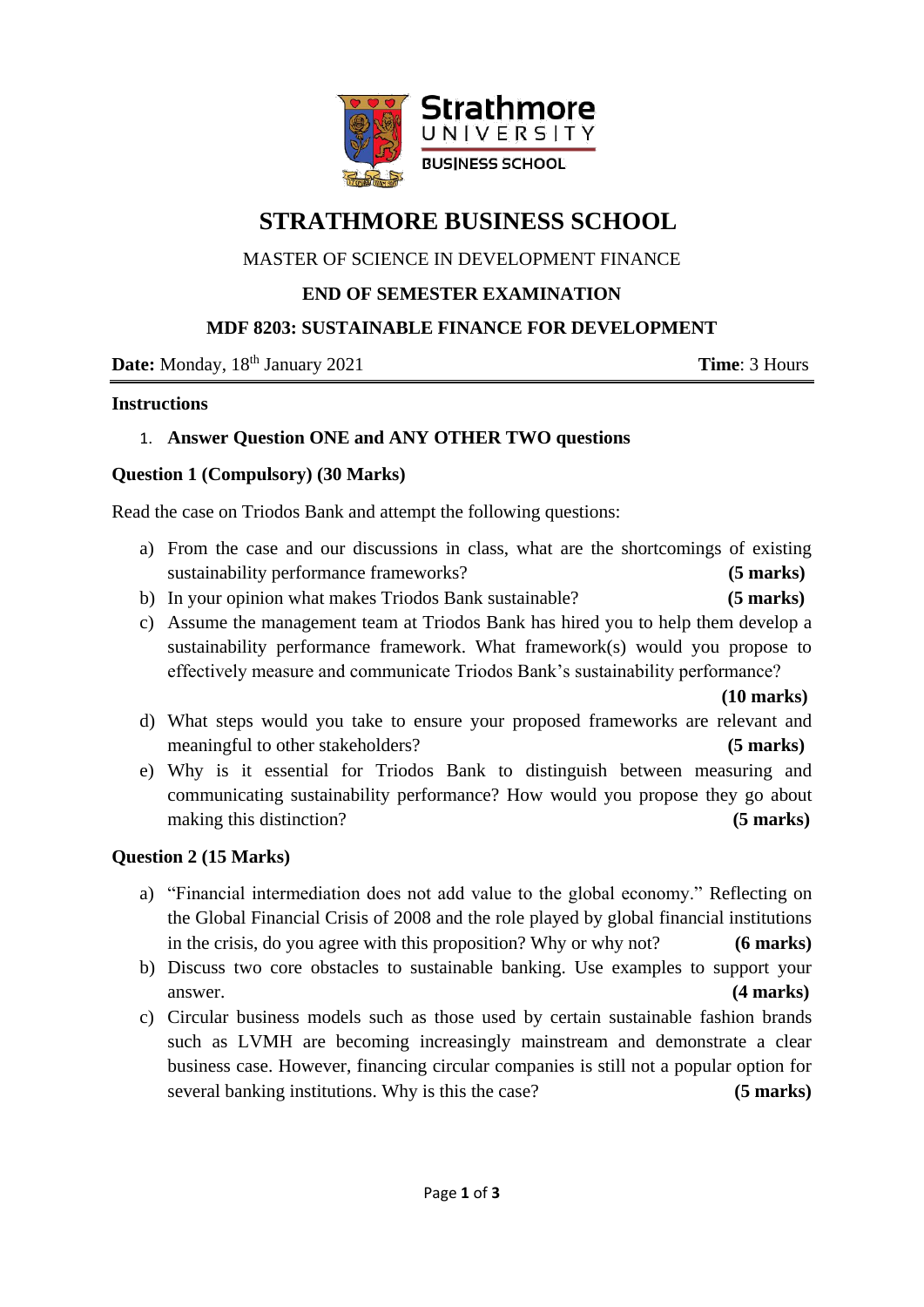# STRATHMORE BUSINESS SCHOOL

MASTER OF SCIENCE IN DEVELOPMENT FINANCE

**END OF SEMESTER EXAMINATION**

**MDF 8203: SUSTAINABLE FINANCE FOR DEVELOPMENT**

**Date:** Monday, 18th January 2021 **Time**: 3 Hours

**Instructions**

1. **Answer Question ONE and ANY OTHER TWO questions**

**Question 1 (Compulsory) (30 Marks)**

Read the case on Triodos Bank and attempt the following questions:

a) From the case and our discussions in class, what are the shortcomings of existing sustainability performance frameworks? **(5 marks)**

b) In your opinion what makes Triodos Bank sustainable? **(5 marks)**

c) Assume the management team at Triodos Bank has hired you to help them develop a sustainability performance framework. What framework(s) would you propose to effectively measure and communicate Triodos Bank's sustainability performance? **(10 marks)**

d) What steps would you take to ensure your proposed frameworks are relevant and meaningful to other stakeholders? **(5 marks)**

e) Why is it essential for Triodos Bank to distinguish between measuring and communicating sustainability performance? How would you propose they go about making this distinction? **(5 marks)**

**Question 2 (15 Marks)**

a) "Financial intermediation does not add value to the global economy." Reflecting on the Global Financial Crisis of 2008 and the role played by global financial institutions in the crisis, do you agree with this proposition? Why or why not? **(6 marks)**

b) Discuss two core obstacles to sustainable banking. Use examples to support your answer. **(4 marks)**

c) Circular business models such as those used by certain sustainable fashion brands such as LVMH are becoming increasingly mainstream and demonstrate a clear business case. However, financing circular companies is still not a popular option for several banking institutions. Why is this the case? **(5 marks)**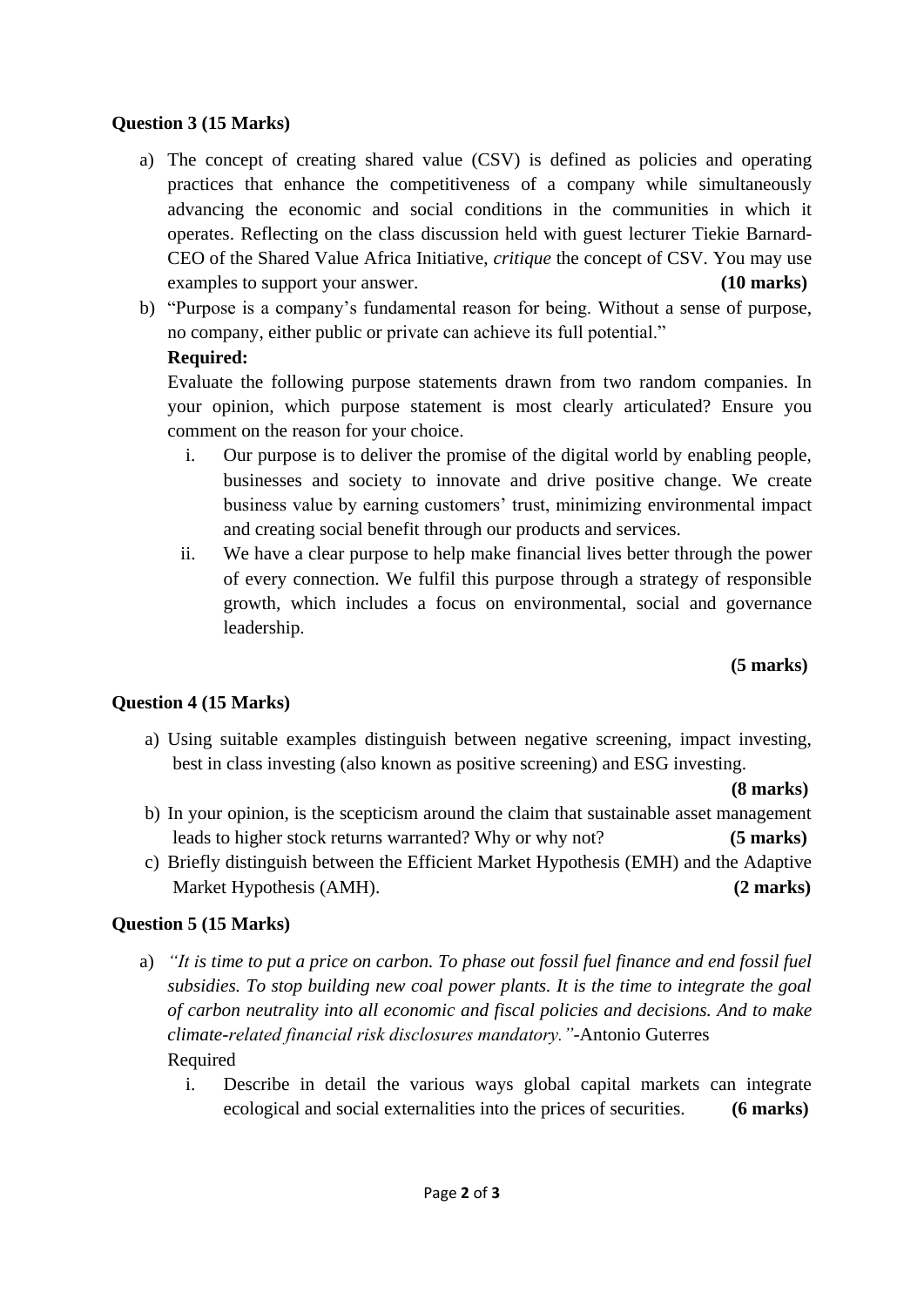**Question 3 (15 Marks)**

a) The concept of creating shared value (CSV) is defined as policies and operating practices that enhance the competitiveness of a company while simultaneously advancing the economic and social conditions in the communities in which it operates. Reflecting on the class discussion held with guest lecturer Tiekie Barnard-CEO of the Shared Value Africa Initiative, *critique* the concept of CSV. You may use examples to support your answer. **(10 marks)**

b) "Purpose is a company's fundamental reason for being. Without a sense of purpose, no company, either public or private can achieve its full potential."

**Required:**

Evaluate the following purpose statements drawn from two random companies. In your opinion, which purpose statement is most clearly articulated? Ensure you comment on the reason for your choice.

i. Our purpose is to deliver the promise of the digital world by enabling people, businesses and society to innovate and drive positive change. We create business value by earning customers' trust, minimizing environmental impact and creating social benefit through our products and services.

ii. We have a clear purpose to help make financial lives better through the power of every connection. We fulfil this purpose through a strategy of responsible growth, which includes a focus on environmental, social and governance leadership.

**(5 marks)**

**Question 4 (15 Marks)**

a) Using suitable examples distinguish between negative screening, impact investing, best in class investing (also known as positive screening) and ESG investing. **(8 marks)**

b) In your opinion, is the scepticism around the claim that sustainable asset management leads to higher stock returns warranted? Why or why not? **(5 marks)**

c) Briefly distinguish between the Efficient Market Hypothesis (EMH) and the Adaptive Market Hypothesis (AMH). **(2 marks)**

**Question 5 (15 Marks)**

a) *"It is time to put a price on carbon. To phase out fossil fuel finance and end fossil fuel subsidies. To stop building new coal power plants. It is the time to integrate the goal of carbon neutrality into all economic and fiscal policies and decisions. And to make climate-related financial risk disclosures mandatory."*-Antonio Guterres

Required

i. Describe in detail the various ways global capital markets can integrate ecological and social externalities into the prices of securities. **(6 marks)**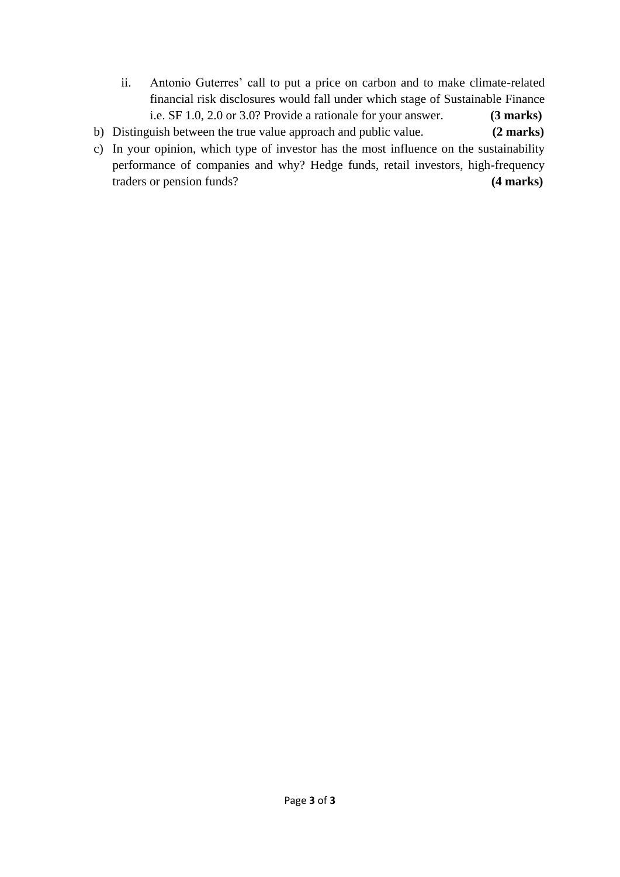ii. Antonio Guterres' call to put a price on carbon and to make climate-related financial risk disclosures would fall under which stage of Sustainable Finance i.e. SF 1.0, 2.0 or 3.0? Provide a rationale for your answer. **(3 marks)**

b) Distinguish between the true value approach and public value. **(2 marks)**

c) In your opinion, which type of investor has the most influence on the sustainability performance of companies and why? Hedge funds, retail investors, high-frequency traders or pension funds? **(4 marks)**